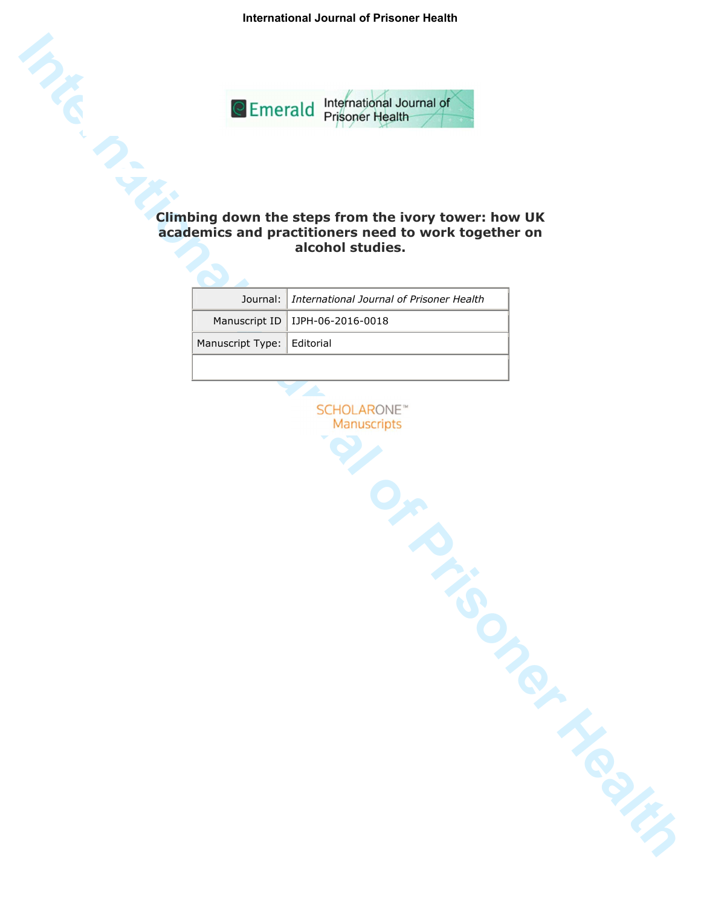# Climbing down the steps from the ivory tower: how UK academics and practitioners need to work together on alcohol studies.

| Journal: | *International Journal of Prisoner Health* |
|---|---|
| Manuscript ID | IJPH-06-2016-0018 |
| Manuscript Type: | Editorial |
| | |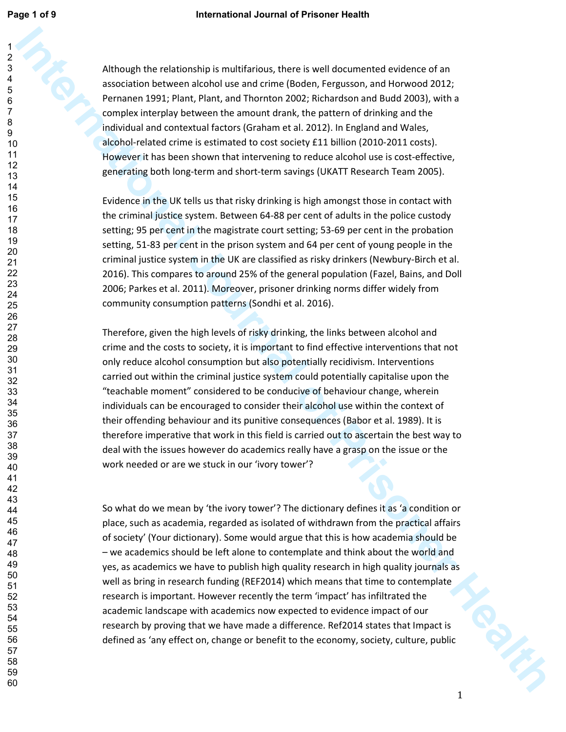Although the relationship is multifarious, there is well documented evidence of an association between alcohol use and crime (Boden, Fergusson, and Horwood 2012; Pernanen 1991; Plant, Plant, and Thornton 2002; Richardson and Budd 2003), with a complex interplay between the amount drank, the pattern of drinking and the individual and contextual factors (Graham et al. 2012). In England and Wales, alcohol-related crime is estimated to cost society £11 billion (2010-2011 costs). However it has been shown that intervening to reduce alcohol use is cost-effective, generating both long-term and short-term savings (UKATT Research Team 2005).

Evidence in the UK tells us that risky drinking is high amongst those in contact with the criminal justice system. Between 64-88 per cent of adults in the police custody setting; 95 per cent in the magistrate court setting; 53-69 per cent in the probation setting, 51-83 per cent in the prison system and 64 per cent of young people in the criminal justice system in the UK are classified as risky drinkers (Newbury-Birch et al. 2016). This compares to around 25% of the general population (Fazel, Bains, and Doll 2006; Parkes et al. 2011). Moreover, prisoner drinking norms differ widely from community consumption patterns (Sondhi et al. 2016).

Therefore, given the high levels of risky drinking, the links between alcohol and crime and the costs to society, it is important to find effective interventions that not only reduce alcohol consumption but also potentially recidivism. Interventions carried out within the criminal justice system could potentially capitalise upon the "teachable moment" considered to be conducive of behaviour change, wherein individuals can be encouraged to consider their alcohol use within the context of their offending behaviour and its punitive consequences (Babor et al. 1989). It is therefore imperative that work in this field is carried out to ascertain the best way to deal with the issues however do academics really have a grasp on the issue or the work needed or are we stuck in our 'ivory tower'?

So what do we mean by 'the ivory tower'? The dictionary defines it as 'a condition or place, such as academia, regarded as isolated of withdrawn from the practical affairs of society' (Your dictionary). Some would argue that this is how academia should be – we academics should be left alone to contemplate and think about the world and yes, as academics we have to publish high quality research in high quality journals as well as bring in research funding (REF2014) which means that time to contemplate research is important. However recently the term 'impact' has infiltrated the academic landscape with academics now expected to evidence impact of our research by proving that we have made a difference. Ref2014 states that Impact is defined as 'any effect on, change or benefit to the economy, society, culture, public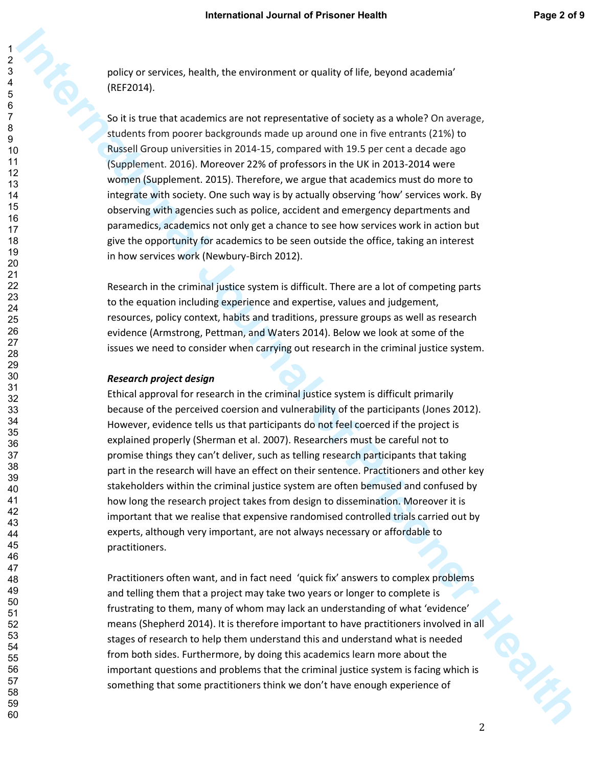policy or services, health, the environment or quality of life, beyond academia' (REF2014).

So it is true that academics are not representative of society as a whole? On average, students from poorer backgrounds made up around one in five entrants (21%) to Russell Group universities in 2014-15, compared with 19.5 per cent a decade ago (Supplement. 2016). Moreover 22% of professors in the UK in 2013-2014 were women (Supplement. 2015). Therefore, we argue that academics must do more to integrate with society. One such way is by actually observing 'how' services work. By observing with agencies such as police, accident and emergency departments and paramedics, academics not only get a chance to see how services work in action but give the opportunity for academics to be seen outside the office, taking an interest in how services work (Newbury-Birch 2012).

Research in the criminal justice system is difficult. There are a lot of competing parts to the equation including experience and expertise, values and judgement, resources, policy context, habits and traditions, pressure groups as well as research evidence (Armstrong, Pettman, and Waters 2014). Below we look at some of the issues we need to consider when carrying out research in the criminal justice system.

***Research project design***

Ethical approval for research in the criminal justice system is difficult primarily because of the perceived coersion and vulnerability of the participants (Jones 2012). However, evidence tells us that participants do not feel coerced if the project is explained properly (Sherman et al. 2007). Researchers must be careful not to promise things they can't deliver, such as telling research participants that taking part in the research will have an effect on their sentence. Practitioners and other key stakeholders within the criminal justice system are often bemused and confused by how long the research project takes from design to dissemination. Moreover it is important that we realise that expensive randomised controlled trials carried out by experts, although very important, are not always necessary or affordable to practitioners.

Practitioners often want, and in fact need 'quick fix' answers to complex problems and telling them that a project may take two years or longer to complete is frustrating to them, many of whom may lack an understanding of what 'evidence' means (Shepherd 2014). It is therefore important to have practitioners involved in all stages of research to help them understand this and understand what is needed from both sides. Furthermore, by doing this academics learn more about the important questions and problems that the criminal justice system is facing which is something that some practitioners think we don't have enough experience of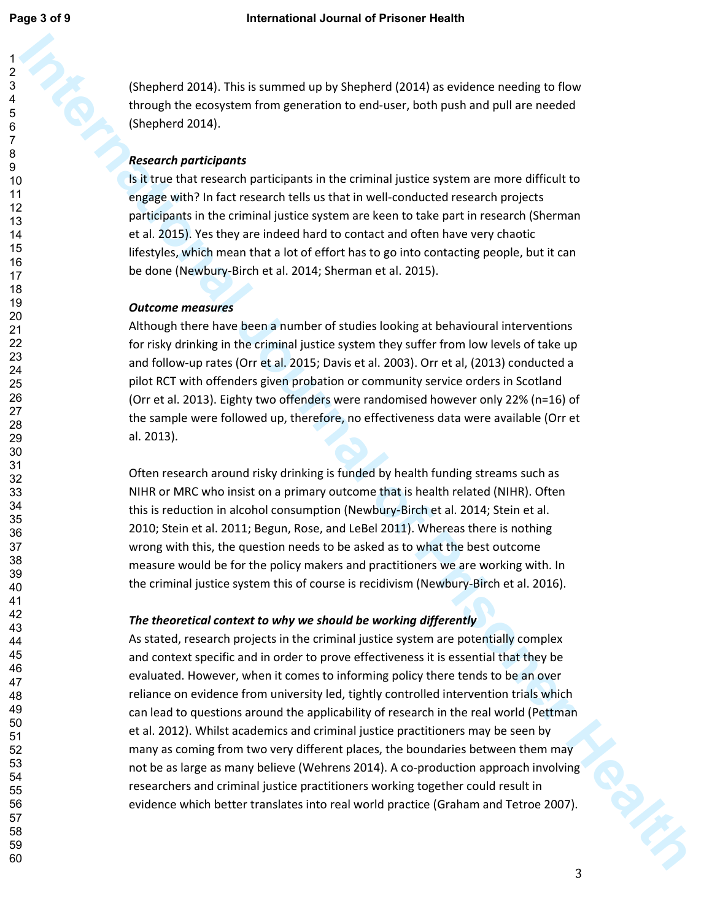(Shepherd 2014). This is summed up by Shepherd (2014) as evidence needing to flow through the ecosystem from generation to end-user, both push and pull are needed (Shepherd 2014).

***Research participants***

Is it true that research participants in the criminal justice system are more difficult to engage with? In fact research tells us that in well-conducted research projects participants in the criminal justice system are keen to take part in research (Sherman et al. 2015). Yes they are indeed hard to contact and often have very chaotic lifestyles, which mean that a lot of effort has to go into contacting people, but it can be done (Newbury-Birch et al. 2014; Sherman et al. 2015).

***Outcome measures***

Although there have been a number of studies looking at behavioural interventions for risky drinking in the criminal justice system they suffer from low levels of take up and follow-up rates (Orr et al. 2015; Davis et al. 2003). Orr et al, (2013) conducted a pilot RCT with offenders given probation or community service orders in Scotland (Orr et al. 2013). Eighty two offenders were randomised however only 22% (n=16) of the sample were followed up, therefore, no effectiveness data were available (Orr et al. 2013).

Often research around risky drinking is funded by health funding streams such as NIHR or MRC who insist on a primary outcome that is health related (NIHR). Often this is reduction in alcohol consumption (Newbury-Birch et al. 2014; Stein et al. 2010; Stein et al. 2011; Begun, Rose, and LeBel 2011). Whereas there is nothing wrong with this, the question needs to be asked as to what the best outcome measure would be for the policy makers and practitioners we are working with. In the criminal justice system this of course is recidivism (Newbury-Birch et al. 2016).

***The theoretical context to why we should be working differently***

As stated, research projects in the criminal justice system are potentially complex and context specific and in order to prove effectiveness it is essential that they be evaluated. However, when it comes to informing policy there tends to be an over reliance on evidence from university led, tightly controlled intervention trials which can lead to questions around the applicability of research in the real world (Pettman et al. 2012). Whilst academics and criminal justice practitioners may be seen by many as coming from two very different places, the boundaries between them may not be as large as many believe (Wehrens 2014). A co-production approach involving researchers and criminal justice practitioners working together could result in evidence which better translates into real world practice (Graham and Tetroe 2007).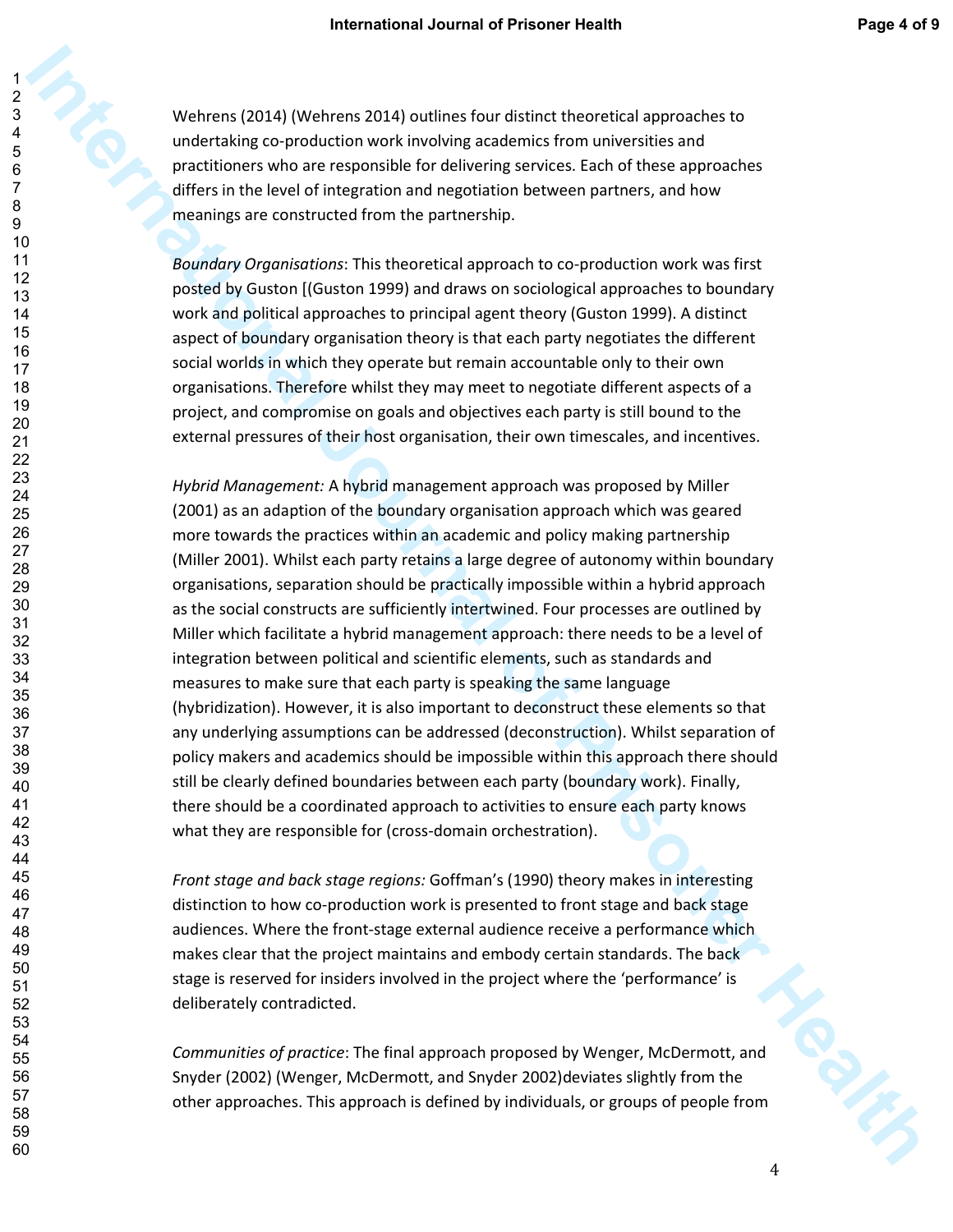Wehrens (2014) (Wehrens 2014) outlines four distinct theoretical approaches to undertaking co-production work involving academics from universities and practitioners who are responsible for delivering services. Each of these approaches differs in the level of integration and negotiation between partners, and how meanings are constructed from the partnership.

*Boundary Organisations*: This theoretical approach to co-production work was first posted by Guston [(Guston 1999) and draws on sociological approaches to boundary work and political approaches to principal agent theory (Guston 1999). A distinct aspect of boundary organisation theory is that each party negotiates the different social worlds in which they operate but remain accountable only to their own organisations. Therefore whilst they may meet to negotiate different aspects of a project, and compromise on goals and objectives each party is still bound to the external pressures of their host organisation, their own timescales, and incentives.

*Hybrid Management:* A hybrid management approach was proposed by Miller (2001) as an adaption of the boundary organisation approach which was geared more towards the practices within an academic and policy making partnership (Miller 2001). Whilst each party retains a large degree of autonomy within boundary organisations, separation should be practically impossible within a hybrid approach as the social constructs are sufficiently intertwined. Four processes are outlined by Miller which facilitate a hybrid management approach: there needs to be a level of integration between political and scientific elements, such as standards and measures to make sure that each party is speaking the same language (hybridization). However, it is also important to deconstruct these elements so that any underlying assumptions can be addressed (deconstruction). Whilst separation of policy makers and academics should be impossible within this approach there should still be clearly defined boundaries between each party (boundary work). Finally, there should be a coordinated approach to activities to ensure each party knows what they are responsible for (cross-domain orchestration).

*Front stage and back stage regions:* Goffman's (1990) theory makes in interesting distinction to how co-production work is presented to front stage and back stage audiences. Where the front-stage external audience receive a performance which makes clear that the project maintains and embody certain standards. The back stage is reserved for insiders involved in the project where the 'performance' is deliberately contradicted.

*Communities of practice*: The final approach proposed by Wenger, McDermott, and Snyder (2002) (Wenger, McDermott, and Snyder 2002)deviates slightly from the other approaches. This approach is defined by individuals, or groups of people from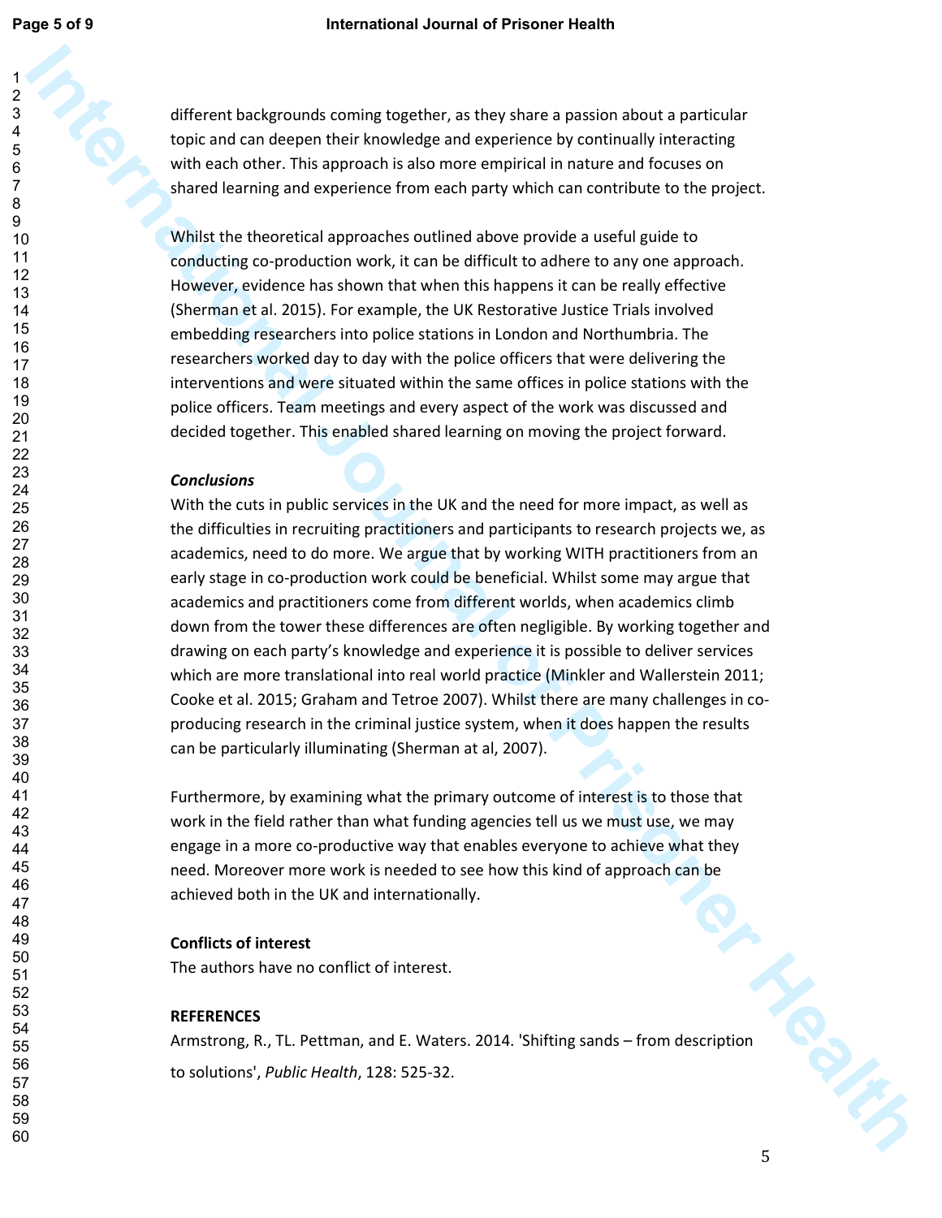different backgrounds coming together, as they share a passion about a particular topic and can deepen their knowledge and experience by continually interacting with each other. This approach is also more empirical in nature and focuses on shared learning and experience from each party which can contribute to the project.

Whilst the theoretical approaches outlined above provide a useful guide to conducting co-production work, it can be difficult to adhere to any one approach. However, evidence has shown that when this happens it can be really effective (Sherman et al. 2015). For example, the UK Restorative Justice Trials involved embedding researchers into police stations in London and Northumbria. The researchers worked day to day with the police officers that were delivering the interventions and were situated within the same offices in police stations with the police officers. Team meetings and every aspect of the work was discussed and decided together. This enabled shared learning on moving the project forward.

### *Conclusions*

With the cuts in public services in the UK and the need for more impact, as well as the difficulties in recruiting practitioners and participants to research projects we, as academics, need to do more. We argue that by working WITH practitioners from an early stage in co-production work could be beneficial. Whilst some may argue that academics and practitioners come from different worlds, when academics climb down from the tower these differences are often negligible. By working together and drawing on each party's knowledge and experience it is possible to deliver services which are more translational into real world practice (Minkler and Wallerstein 2011; Cooke et al. 2015; Graham and Tetroe 2007). Whilst there are many challenges in co-producing research in the criminal justice system, when it does happen the results can be particularly illuminating (Sherman at al, 2007).

Furthermore, by examining what the primary outcome of interest is to those that work in the field rather than what funding agencies tell us we must use, we may engage in a more co-productive way that enables everyone to achieve what they need. Moreover more work is needed to see how this kind of approach can be achieved both in the UK and internationally.

### Conflicts of interest

The authors have no conflict of interest.

### REFERENCES

Armstrong, R., TL. Pettman, and E. Waters. 2014. 'Shifting sands – from description to solutions', *Public Health*, 128: 525-32.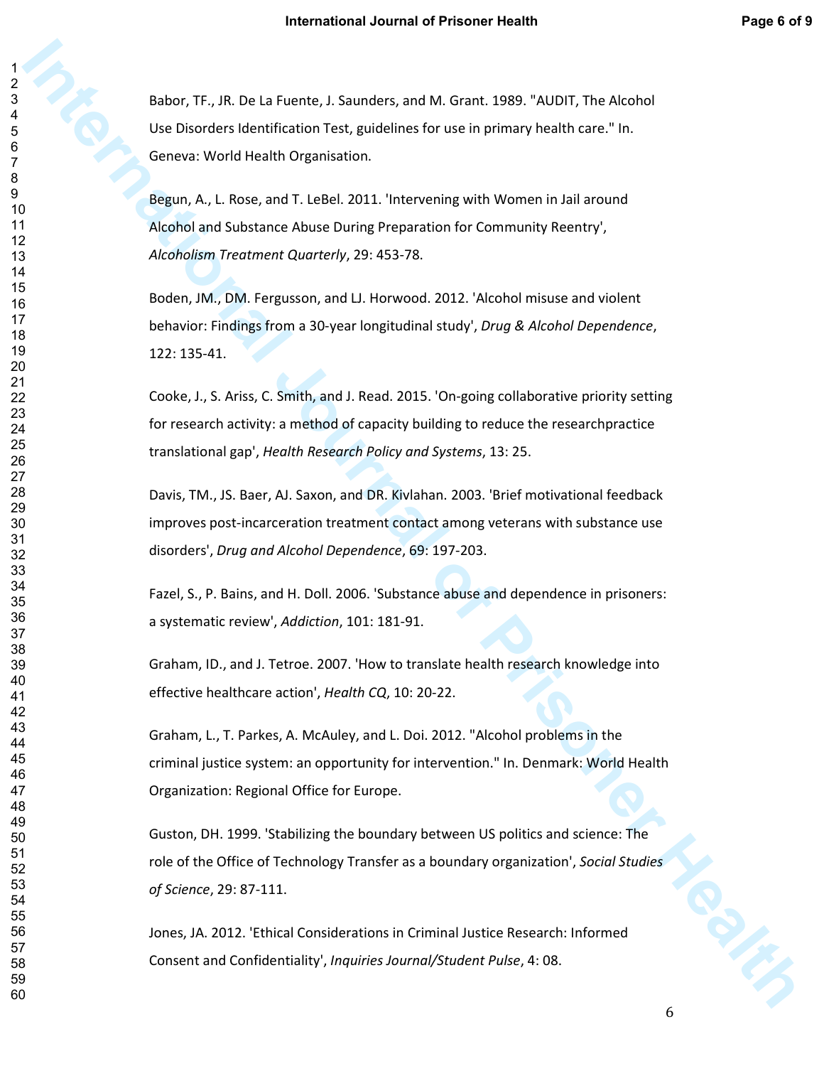Babor, TF., JR. De La Fuente, J. Saunders, and M. Grant. 1989. "AUDIT, The Alcohol Use Disorders Identification Test, guidelines for use in primary health care." In. Geneva: World Health Organisation.

Begun, A., L. Rose, and T. LeBel. 2011. 'Intervening with Women in Jail around Alcohol and Substance Abuse During Preparation for Community Reentry', *Alcoholism Treatment Quarterly*, 29: 453-78.

Boden, JM., DM. Fergusson, and LJ. Horwood. 2012. 'Alcohol misuse and violent behavior: Findings from a 30-year longitudinal study', *Drug & Alcohol Dependence*, 122: 135-41.

Cooke, J., S. Ariss, C. Smith, and J. Read. 2015. 'On-going collaborative priority setting for research activity: a method of capacity building to reduce the researchpractice translational gap', *Health Research Policy and Systems*, 13: 25.

Davis, TM., JS. Baer, AJ. Saxon, and DR. Kivlahan. 2003. 'Brief motivational feedback improves post-incarceration treatment contact among veterans with substance use disorders', *Drug and Alcohol Dependence*, 69: 197-203.

Fazel, S., P. Bains, and H. Doll. 2006. 'Substance abuse and dependence in prisoners: a systematic review', *Addiction*, 101: 181-91.

Graham, ID., and J. Tetroe. 2007. 'How to translate health research knowledge into effective healthcare action', *Health CQ*, 10: 20-22.

Graham, L., T. Parkes, A. McAuley, and L. Doi. 2012. "Alcohol problems in the criminal justice system: an opportunity for intervention." In. Denmark: World Health Organization: Regional Office for Europe.

Guston, DH. 1999. 'Stabilizing the boundary between US politics and science: The role of the Office of Technology Transfer as a boundary organization', *Social Studies of Science*, 29: 87-111.

Jones, JA. 2012. 'Ethical Considerations in Criminal Justice Research: Informed Consent and Confidentiality', *Inquiries Journal/Student Pulse*, 4: 08.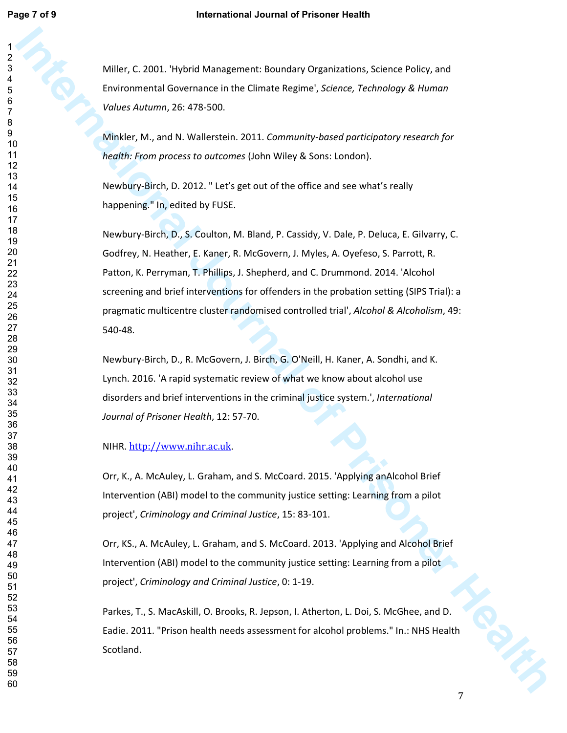Miller, C. 2001. 'Hybrid Management: Boundary Organizations, Science Policy, and Environmental Governance in the Climate Regime', *Science, Technology & Human Values Autumn*, 26: 478-500.

Minkler, M., and N. Wallerstein. 2011. *Community-based participatory research for health: From process to outcomes* (John Wiley & Sons: London).

Newbury-Birch, D. 2012. " Let's get out of the office and see what's really happening." In, edited by FUSE.

Newbury-Birch, D., S. Coulton, M. Bland, P. Cassidy, V. Dale, P. Deluca, E. Gilvarry, C. Godfrey, N. Heather, E. Kaner, R. McGovern, J. Myles, A. Oyefeso, S. Parrott, R. Patton, K. Perryman, T. Phillips, J. Shepherd, and C. Drummond. 2014. 'Alcohol screening and brief interventions for offenders in the probation setting (SIPS Trial): a pragmatic multicentre cluster randomised controlled trial', *Alcohol & Alcoholism*, 49: 540-48.

Newbury-Birch, D., R. McGovern, J. Birch, G. O'Neill, H. Kaner, A. Sondhi, and K. Lynch. 2016. 'A rapid systematic review of what we know about alcohol use disorders and brief interventions in the criminal justice system.', *International Journal of Prisoner Health*, 12: 57-70.

NIHR. http://www.nihr.ac.uk.

Orr, K., A. McAuley, L. Graham, and S. McCoard. 2015. 'Applying anAlcohol Brief Intervention (ABI) model to the community justice setting: Learning from a pilot project', *Criminology and Criminal Justice*, 15: 83-101.

Orr, KS., A. McAuley, L. Graham, and S. McCoard. 2013. 'Applying and Alcohol Brief Intervention (ABI) model to the community justice setting: Learning from a pilot project', *Criminology and Criminal Justice*, 0: 1-19.

Parkes, T., S. MacAskill, O. Brooks, R. Jepson, I. Atherton, L. Doi, S. McGhee, and D. Eadie. 2011. "Prison health needs assessment for alcohol problems." In.: NHS Health Scotland.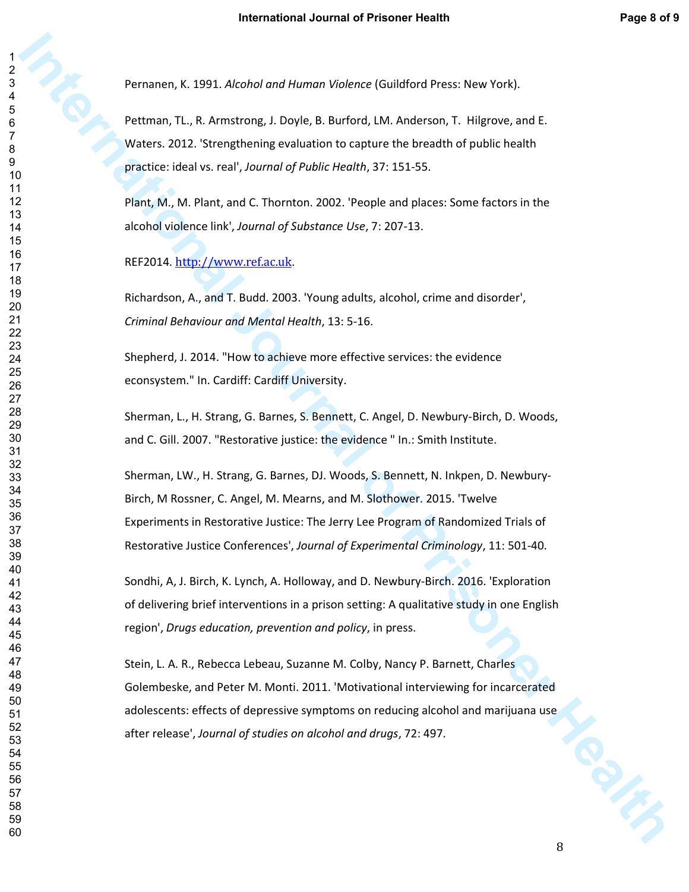Pernanen, K. 1991. *Alcohol and Human Violence* (Guildford Press: New York).

Pettman, TL., R. Armstrong, J. Doyle, B. Burford, LM. Anderson, T. Hilgrove, and E. Waters. 2012. 'Strengthening evaluation to capture the breadth of public health practice: ideal vs. real', *Journal of Public Health*, 37: 151-55.

Plant, M., M. Plant, and C. Thornton. 2002. 'People and places: Some factors in the alcohol violence link', *Journal of Substance Use*, 7: 207-13.

REF2014. http://www.ref.ac.uk.

Richardson, A., and T. Budd. 2003. 'Young adults, alcohol, crime and disorder', *Criminal Behaviour and Mental Health*, 13: 5-16.

Shepherd, J. 2014. "How to achieve more effective services: the evidence econsystem." In. Cardiff: Cardiff University.

Sherman, L., H. Strang, G. Barnes, S. Bennett, C. Angel, D. Newbury-Birch, D. Woods, and C. Gill. 2007. "Restorative justice: the evidence " In.: Smith Institute.

Sherman, LW., H. Strang, G. Barnes, DJ. Woods, S. Bennett, N. Inkpen, D. Newbury-Birch, M Rossner, C. Angel, M. Mearns, and M. Slothower. 2015. 'Twelve Experiments in Restorative Justice: The Jerry Lee Program of Randomized Trials of Restorative Justice Conferences', *Journal of Experimental Criminology*, 11: 501-40.

Sondhi, A, J. Birch, K. Lynch, A. Holloway, and D. Newbury-Birch. 2016. 'Exploration of delivering brief interventions in a prison setting: A qualitative study in one English region', *Drugs education, prevention and policy*, in press.

Stein, L. A. R., Rebecca Lebeau, Suzanne M. Colby, Nancy P. Barnett, Charles Golembeske, and Peter M. Monti. 2011. 'Motivational interviewing for incarcerated adolescents: effects of depressive symptoms on reducing alcohol and marijuana use after release', *Journal of studies on alcohol and drugs*, 72: 497.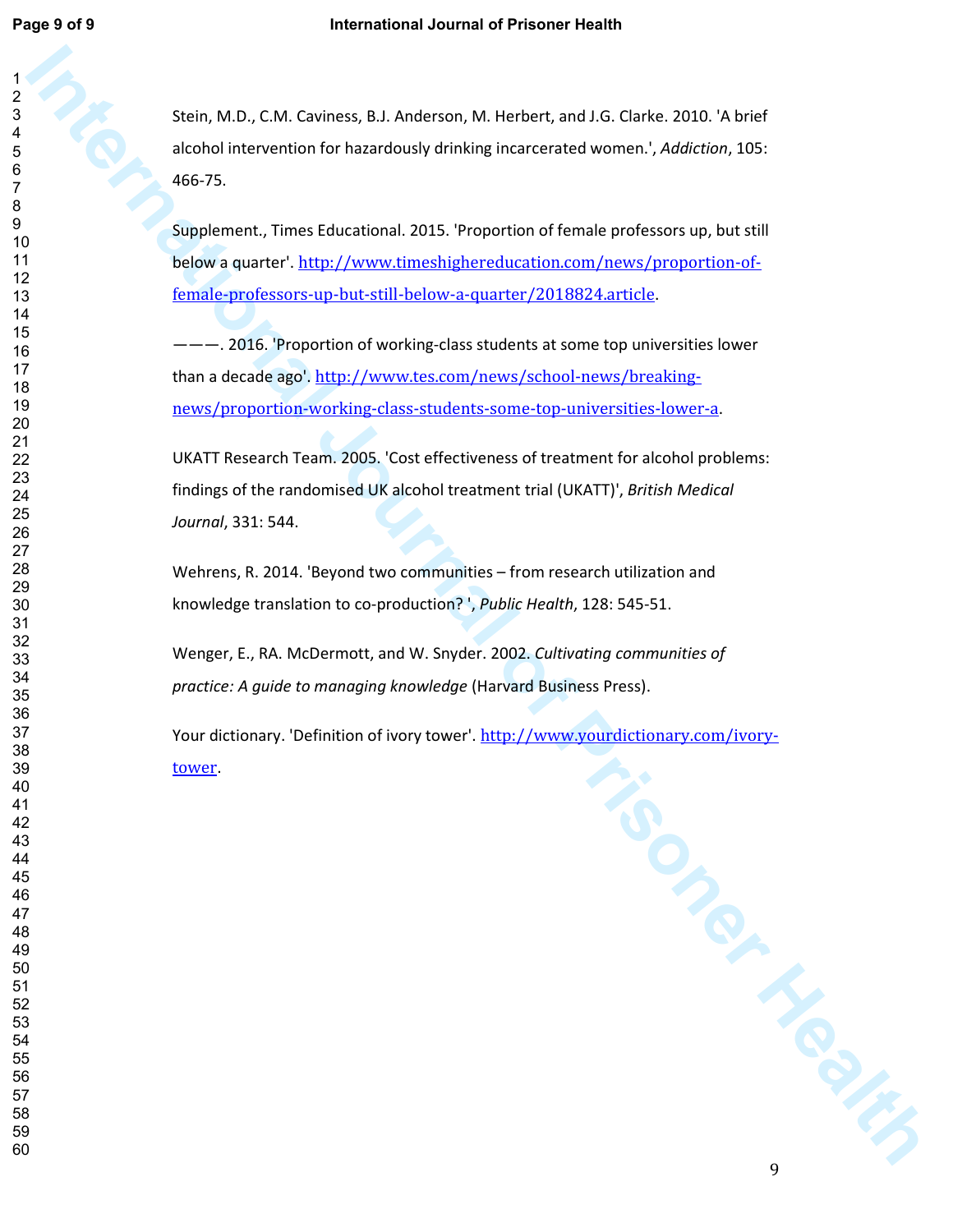Stein, M.D., C.M. Caviness, B.J. Anderson, M. Herbert, and J.G. Clarke. 2010. 'A brief alcohol intervention for hazardously drinking incarcerated women.', *Addiction*, 105: 466-75.

Supplement., Times Educational. 2015. 'Proportion of female professors up, but still below a quarter'. http://www.timeshighereducation.com/news/proportion-of-female-professors-up-but-still-below-a-quarter/2018824.article.

———. 2016. 'Proportion of working-class students at some top universities lower than a decade ago'. http://www.tes.com/news/school-news/breaking-news/proportion-working-class-students-some-top-universities-lower-a.

UKATT Research Team. 2005. 'Cost effectiveness of treatment for alcohol problems: findings of the randomised UK alcohol treatment trial (UKATT)', *British Medical Journal*, 331: 544.

Wehrens, R. 2014. 'Beyond two communities – from research utilization and knowledge translation to co-production? ', *Public Health*, 128: 545-51.

Wenger, E., RA. McDermott, and W. Snyder. 2002. *Cultivating communities of practice: A guide to managing knowledge* (Harvard Business Press).

Your dictionary. 'Definition of ivory tower'. http://www.yourdictionary.com/ivory-tower.